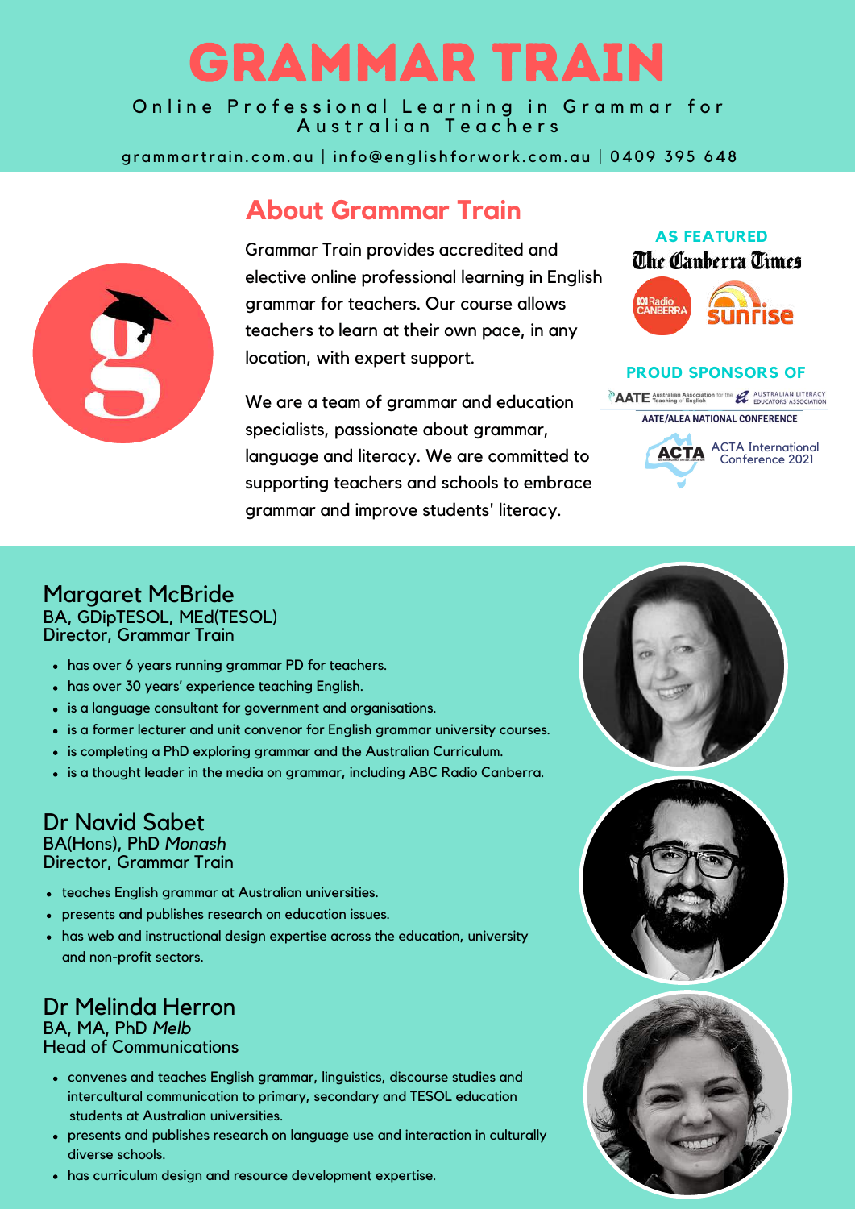# GRAMMAR TRAIN

Online Professional Learning in Grammar for Australian Teachers

grammartrain.com.au | info@englishforwork.com.au | 0409 395 648

## About Grammar Train

Grammar Train provides accredited and elective online professional learning in English grammar for teachers. Our course allows teachers to learn at their own pace, in any location, with expert support.

We are a team of grammar and education specialists, passionate about grammar, language and literacy. We are committed to supporting teachers and schools to embrace grammar and improve students' literacy.

**AS FEATURED**

The Canberra Times

ABC Radio Canberra

sunrise

**PROUD SPONSORS OF**

AATE Australian Association for the Teaching of English | Australian Literacy Educators' Association

AATE/ALEA NATIONAL CONFERENCE

ACTA International Conference 2021

## Margaret McBride

BA, GDipTESOL, MEd(TESOL)
Director, Grammar Train

- has over 6 years running grammar PD for teachers.
- has over 30 years' experience teaching English.
- is a language consultant for government and organisations.
- is a former lecturer and unit convenor for English grammar university courses.
- is completing a PhD exploring grammar and the Australian Curriculum.
- is a thought leader in the media on grammar, including ABC Radio Canberra.

## Dr Navid Sabet

BA(Hons), PhD *Monash*
Director, Grammar Train

- teaches English grammar at Australian universities.
- presents and publishes research on education issues.
- has web and instructional design expertise across the education, university and non-profit sectors.

## Dr Melinda Herron

BA, MA, PhD *Melb*
Head of Communications

- convenes and teaches English grammar, linguistics, discourse studies and intercultural communication to primary, secondary and TESOL education students at Australian universities.
- presents and publishes research on language use and interaction in culturally diverse schools.
- has curriculum design and resource development expertise.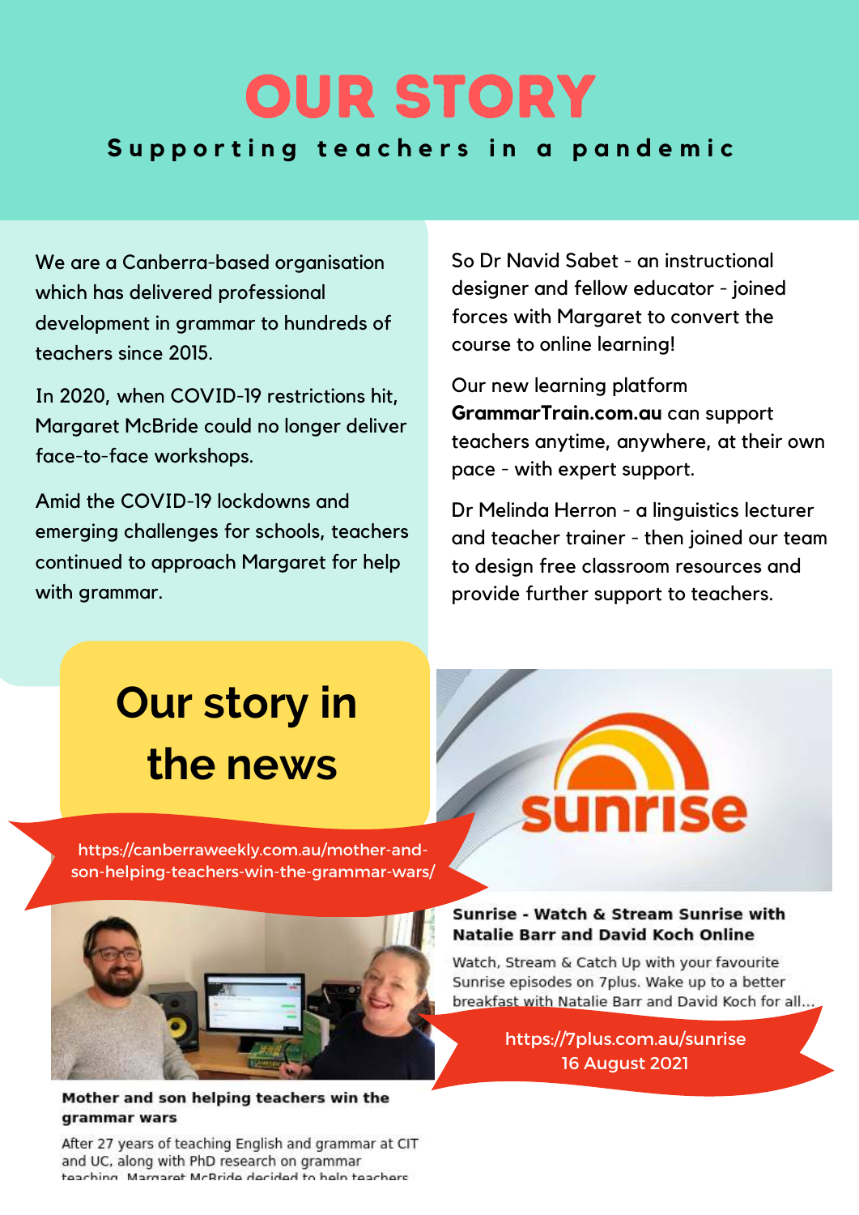# OUR STORY

**Supporting teachers in a pandemic**

We are a Canberra-based organisation which has delivered professional development in grammar to hundreds of teachers since 2015.

In 2020, when COVID-19 restrictions hit, Margaret McBride could no longer deliver face-to-face workshops.

Amid the COVID-19 lockdowns and emerging challenges for schools, teachers continued to approach Margaret for help with grammar.

So Dr Navid Sabet - an instructional designer and fellow educator - joined forces with Margaret to convert the course to online learning!

Our new learning platform **GrammarTrain.com.au** can support teachers anytime, anywhere, at their own pace - with expert support.

Dr Melinda Herron - a linguistics lecturer and teacher trainer - then joined our team to design free classroom resources and provide further support to teachers.

## Our story in the news

https://canberraweekly.com.au/mother-and-son-helping-teachers-win-the-grammar-wars/

**Mother and son helping teachers win the grammar wars**

After 27 years of teaching English and grammar at CIT and UC, along with PhD research on grammar teaching, Margaret McBride decided to help teachers

**Sunrise - Watch & Stream Sunrise with Natalie Barr and David Koch Online**

Watch, Stream & Catch Up with your favourite Sunrise episodes on 7plus. Wake up to a better breakfast with Natalie Barr and David Koch for all...

https://7plus.com.au/sunrise
16 August 2021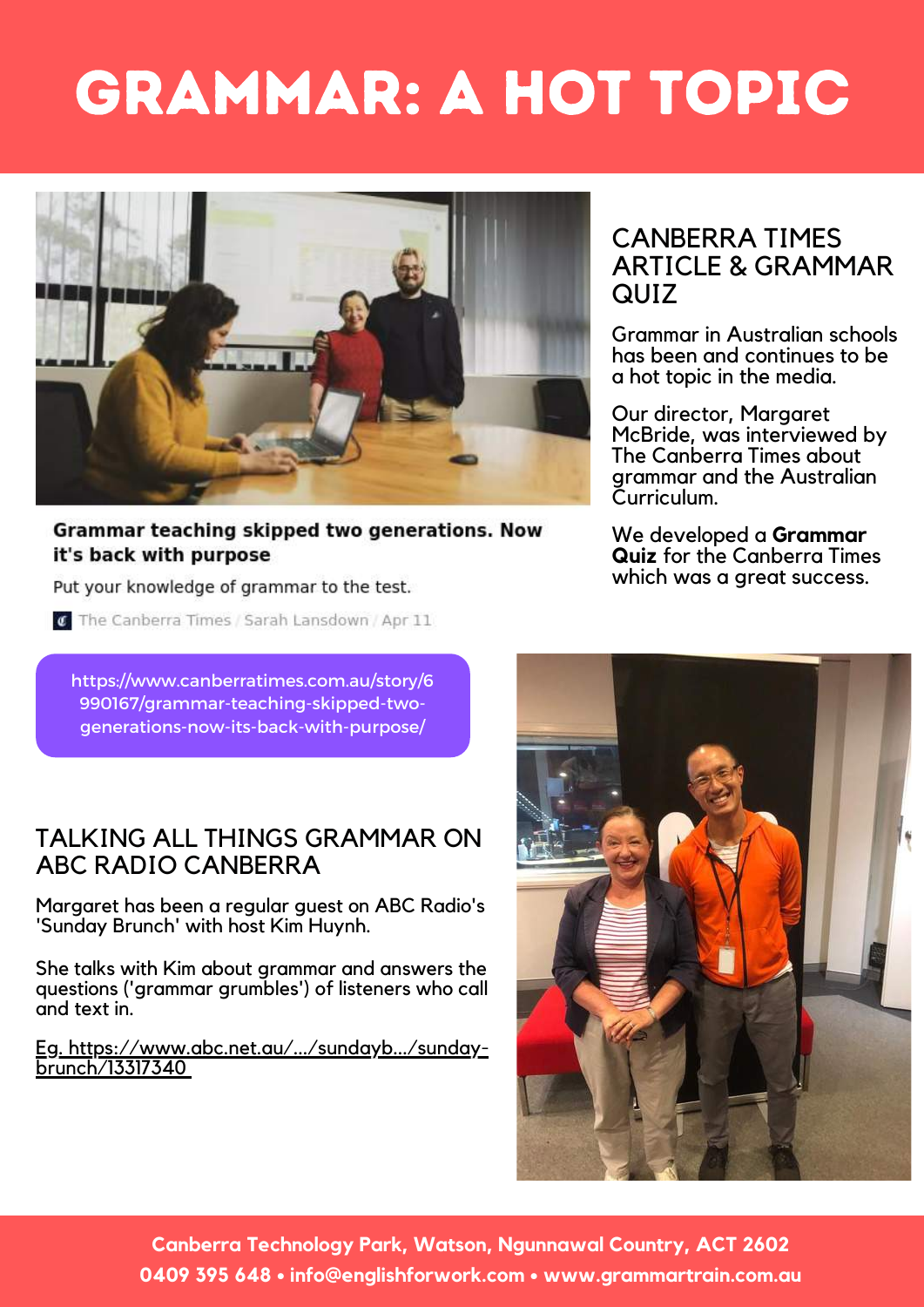# GRAMMAR: A HOT TOPIC

**Grammar teaching skipped two generations. Now it's back with purpose**

Put your knowledge of grammar to the test.

The Canberra Times / Sarah Lansdown / Apr 11

https://www.canberratimes.com.au/story/6990167/grammar-teaching-skipped-two-generations-now-its-back-with-purpose/

## CANBERRA TIMES ARTICLE & GRAMMAR QUIZ

Grammar in Australian schools has been and continues to be a hot topic in the media.

Our director, Margaret McBride, was interviewed by The Canberra Times about grammar and the Australian Curriculum.

We developed a **Grammar Quiz** for the Canberra Times which was a great success.

## TALKING ALL THINGS GRAMMAR ON ABC RADIO CANBERRA

Margaret has been a regular guest on ABC Radio's 'Sunday Brunch' with host Kim Huynh.

She talks with Kim about grammar and answers the questions ('grammar grumbles') of listeners who call and text in.

Eg. https://www.abc.net.au/.../sundayb.../sunday-brunch/13317340

Canberra Technology Park, Watson, Ngunnawal Country, ACT 2602
0409 395 648 • info@englishforwork.com • www.grammartrain.com.au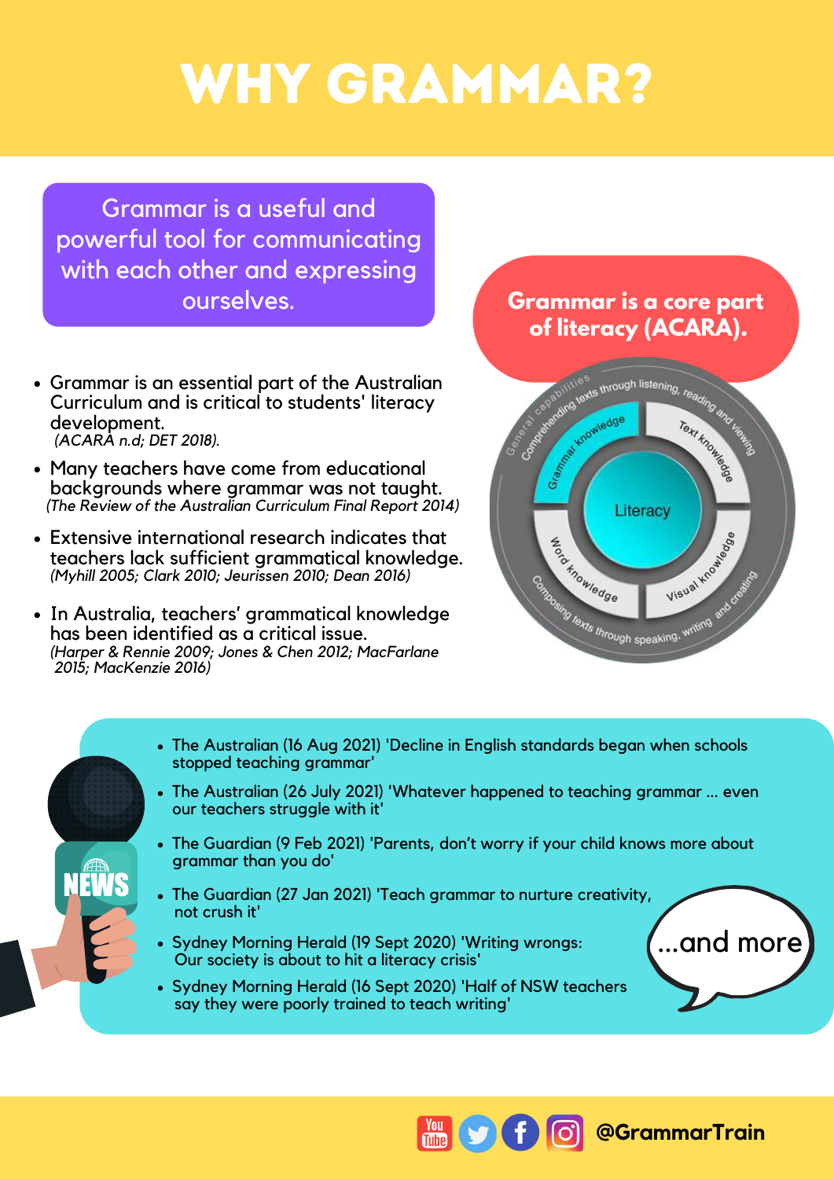# WHY GRAMMAR?

Grammar is a useful and powerful tool for communicating with each other and expressing ourselves.

- Grammar is an essential part of the Australian Curriculum and is critical to students' literacy development.
  *(ACARA n.d; DET 2018).*
- Many teachers have come from educational backgrounds where grammar was not taught.
  *(The Review of the Australian Curriculum Final Report 2014)*
- Extensive international research indicates that teachers lack sufficient grammatical knowledge.
  *(Myhill 2005; Clark 2010; Jeurissen 2010; Dean 2016)*
- In Australia, teachers' grammatical knowledge has been identified as a critical issue.
  *(Harper & Rennie 2009; Jones & Chen 2012; MacFarlane 2015; MacKenzie 2016)*

**Grammar is a core part of literacy (ACARA).**

General capabilities

Comprehending texts through listening, reading and viewing

Grammar knowledge

Text knowledge

Literacy

Word knowledge

Visual knowledge

Composing texts through speaking, writing and creating

NEWS

- The Australian (16 Aug 2021) 'Decline in English standards began when schools stopped teaching grammar'
- The Australian (26 July 2021) 'Whatever happened to teaching grammar ... even our teachers struggle with it'
- The Guardian (9 Feb 2021) 'Parents, don't worry if your child knows more about grammar than you do'
- The Guardian (27 Jan 2021) 'Teach grammar to nurture creativity, not crush it'
- Sydney Morning Herald (19 Sept 2020) 'Writing wrongs: Our society is about to hit a literacy crisis'
- Sydney Morning Herald (16 Sept 2020) 'Half of NSW teachers say they were poorly trained to teach writing'

...and more

@GrammarTrain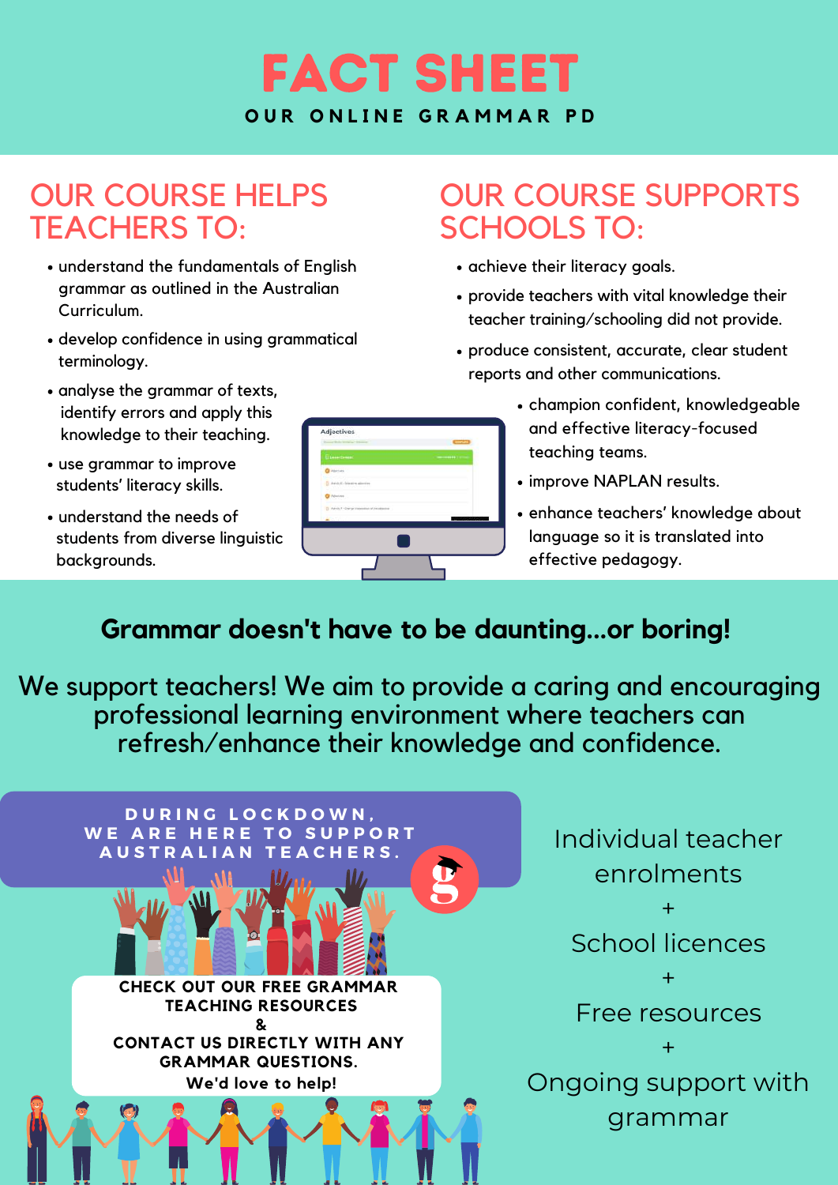# FACT SHEET

**OUR ONLINE GRAMMAR PD**

## OUR COURSE HELPS TEACHERS TO:

- understand the fundamentals of English grammar as outlined in the Australian Curriculum.
- develop confidence in using grammatical terminology.
- analyse the grammar of texts, identify errors and apply this knowledge to their teaching.
- use grammar to improve students' literacy skills.
- understand the needs of students from diverse linguistic backgrounds.

## OUR COURSE SUPPORTS SCHOOLS TO:

- achieve their literacy goals.
- provide teachers with vital knowledge their teacher training/schooling did not provide.
- produce consistent, accurate, clear student reports and other communications.
- champion confident, knowledgeable and effective literacy-focused teaching teams.
- improve NAPLAN results.
- enhance teachers' knowledge about language so it is translated into effective pedagogy.

**Grammar doesn't have to be daunting...or boring!**

We support teachers! We aim to provide a caring and encouraging professional learning environment where teachers can refresh/enhance their knowledge and confidence.

**DURING LOCKDOWN, WE ARE HERE TO SUPPORT AUSTRALIAN TEACHERS.**

**CHECK OUT OUR FREE GRAMMAR TEACHING RESOURCES & CONTACT US DIRECTLY WITH ANY GRAMMAR QUESTIONS. We'd love to help!**

Individual teacher enrolments
+
School licences
+
Free resources
+
Ongoing support with grammar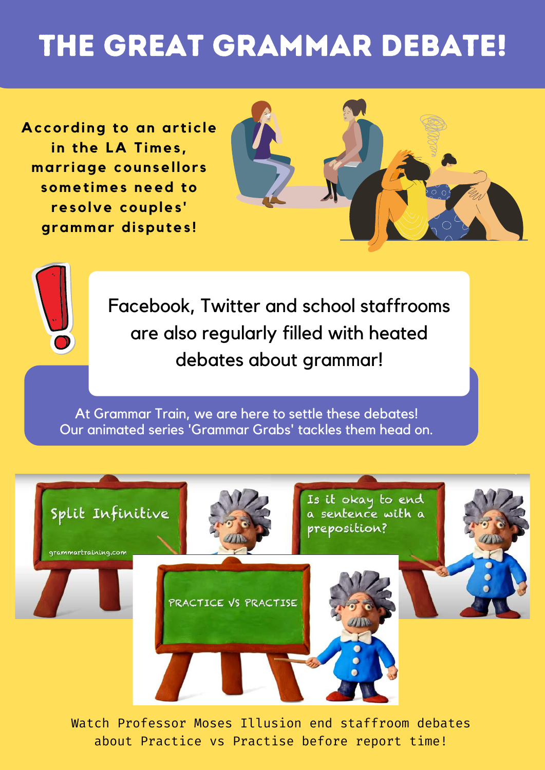# THE GREAT GRAMMAR DEBATE!

**According to an article in the LA Times, marriage counsellors sometimes need to resolve couples' grammar disputes!**

Facebook, Twitter and school staffrooms are also regularly filled with heated debates about grammar!

At Grammar Train, we are here to settle these debates! Our animated series 'Grammar Grabs' tackles them head on.

Split Infinitive

grammartraining.com

Is it okay to end a sentence with a preposition?

PRACTICE VS PRACTISE

Watch Professor Moses Illusion end staffroom debates about Practice vs Practise before report time!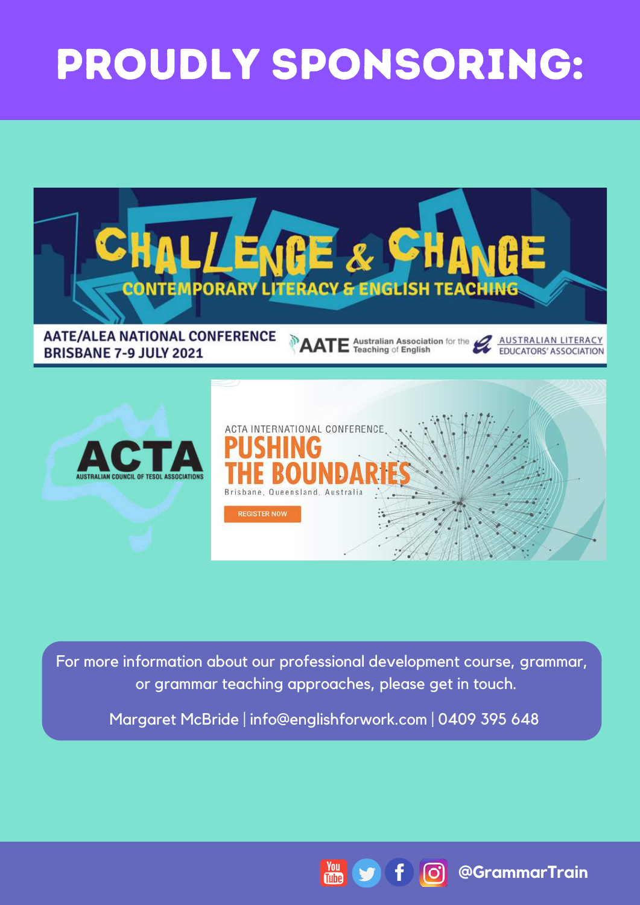# PROUDLY SPONSORING:

CHALLENGE & CHANGE

CONTEMPORARY LITERACY & ENGLISH TEACHING

AATE/ALEA NATIONAL CONFERENCE
BRISBANE 7-9 JULY 2021

AATE Australian Association for the Teaching of English

AUSTRALIAN LITERACY EDUCATORS' ASSOCIATION

ACTA
AUSTRALIAN COUNCIL OF TESOL ASSOCIATIONS

ACTA INTERNATIONAL CONFERENCE
PUSHING THE BOUNDARIES
Brisbane, Queensland, Australia

REGISTER NOW

For more information about our professional development course, grammar, or grammar teaching approaches, please get in touch.

Margaret McBride | info@englishforwork.com | 0409 395 648

@GrammarTrain